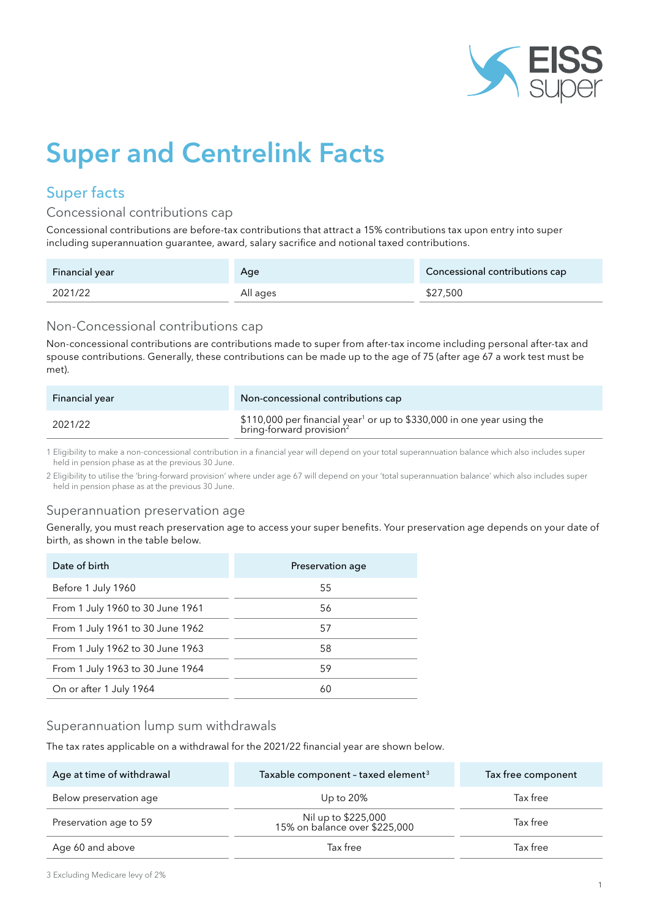# Super and Centrelink Facts

## Super facts

### Concessional contributions cap

Concessional contributions are before-tax contributions that attract a 15% contributions tax upon entry into super including superannuation guarantee, award, salary sacrifice and notional taxed contributions.

| Financial year | Age | Concessional contributions cap |
|---|---|---|
| 2021/22 | All ages | $27,500 |

### Non-Concessional contributions cap

Non-concessional contributions are contributions made to super from after-tax income including personal after-tax and spouse contributions. Generally, these contributions can be made up to the age of 75 (after age 67 a work test must be met).

| Financial year | Non-concessional contributions cap |
|---|---|
| 2021/22 | $110,000 per financial year[1] or up to $330,000 in one year using the bring-forward provision[2] |

1 Eligibility to make a non-concessional contribution in a financial year will depend on your total superannuation balance which also includes super held in pension phase as at the previous 30 June.

2 Eligibility to utilise the 'bring-forward provision' where under age 67 will depend on your 'total superannuation balance' which also includes super held in pension phase as at the previous 30 June.

### Superannuation preservation age

Generally, you must reach preservation age to access your super benefits. Your preservation age depends on your date of birth, as shown in the table below.

| Date of birth | Preservation age |
|---|---|
| Before 1 July 1960 | 55 |
| From 1 July 1960 to 30 June 1961 | 56 |
| From 1 July 1961 to 30 June 1962 | 57 |
| From 1 July 1962 to 30 June 1963 | 58 |
| From 1 July 1963 to 30 June 1964 | 59 |
| On or after 1 July 1964 | 60 |

### Superannuation lump sum withdrawals

The tax rates applicable on a withdrawal for the 2021/22 financial year are shown below.

| Age at time of withdrawal | Taxable component – taxed element[3] | Tax free component |
|---|---|---|
| Below preservation age | Up to 20% | Tax free |
| Preservation age to 59 | Nil up to $225,000<br>15% on balance over $225,000 | Tax free |
| Age 60 and above | Tax free | Tax free |

3 Excluding Medicare levy of 2%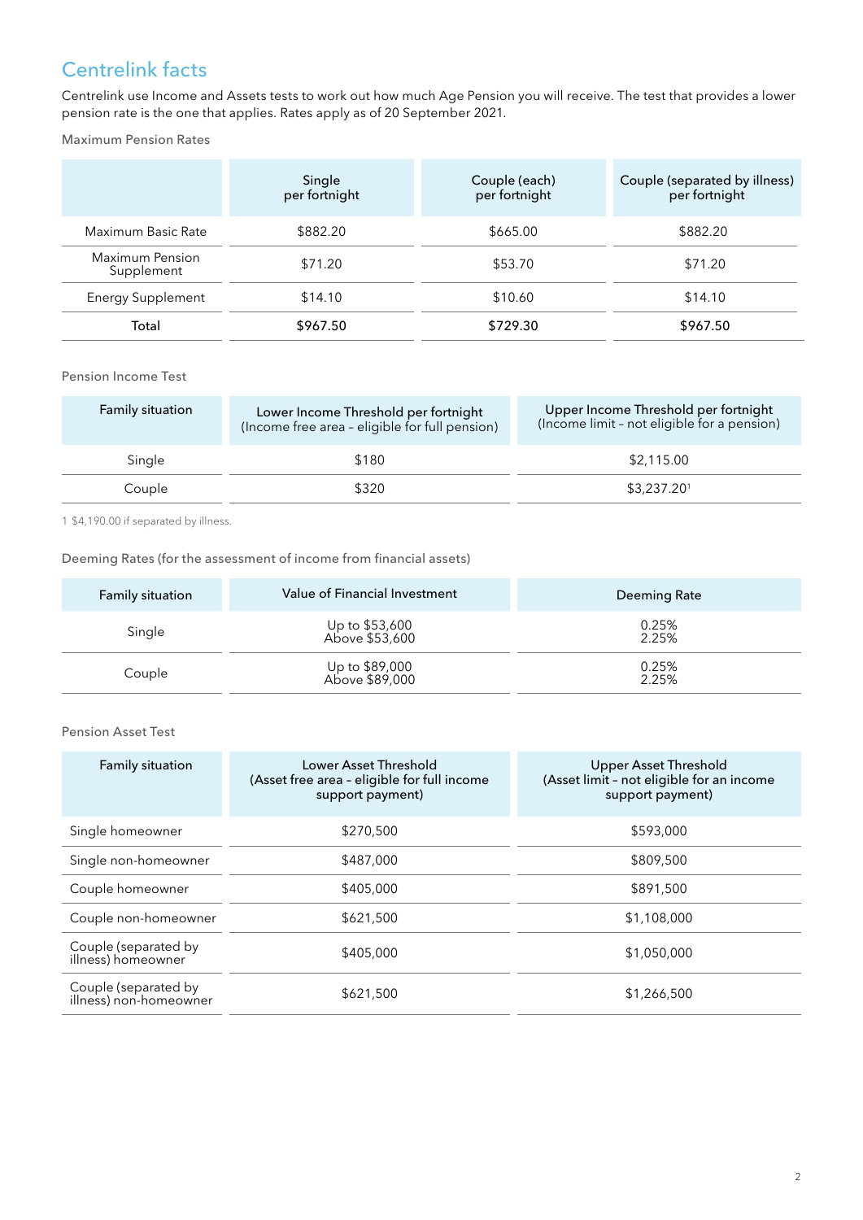## Centrelink facts

Centrelink use Income and Assets tests to work out how much Age Pension you will receive. The test that provides a lower pension rate is the one that applies. Rates apply as of 20 September 2021.

Maximum Pension Rates

| | Single per fortnight | Couple (each) per fortnight | Couple (separated by illness) per fortnight |
|---|---|---|---|
| Maximum Basic Rate | $882.20 | $665.00 | $882.20 |
| Maximum Pension Supplement | $71.20 | $53.70 | $71.20 |
| Energy Supplement | $14.10 | $10.60 | $14.10 |
| **Total** | **$967.50** | **$729.30** | **$967.50** |

Pension Income Test

| Family situation | Lower Income Threshold per fortnight (Income free area – eligible for full pension) | Upper Income Threshold per fortnight (Income limit – not eligible for a pension) |
|---|---|---|
| Single | $180 | $2,115.00 |
| Couple | $320 | $3,237.20[1] |

1 $4,190.00 if separated by illness.

Deeming Rates (for the assessment of income from financial assets)

| Family situation | Value of Financial Investment | Deeming Rate |
|---|---|---|
| Single | Up to $53,600<br>Above $53,600 | 0.25%<br>2.25% |
| Couple | Up to $89,000<br>Above $89,000 | 0.25%<br>2.25% |

Pension Asset Test

| Family situation | Lower Asset Threshold (Asset free area – eligible for full income support payment) | Upper Asset Threshold (Asset limit – not eligible for an income support payment) |
|---|---|---|
| Single homeowner | $270,500 | $593,000 |
| Single non-homeowner | $487,000 | $809,500 |
| Couple homeowner | $405,000 | $891,500 |
| Couple non-homeowner | $621,500 | $1,108,000 |
| Couple (separated by illness) homeowner | $405,000 | $1,050,000 |
| Couple (separated by illness) non-homeowner | $621,500 | $1,266,500 |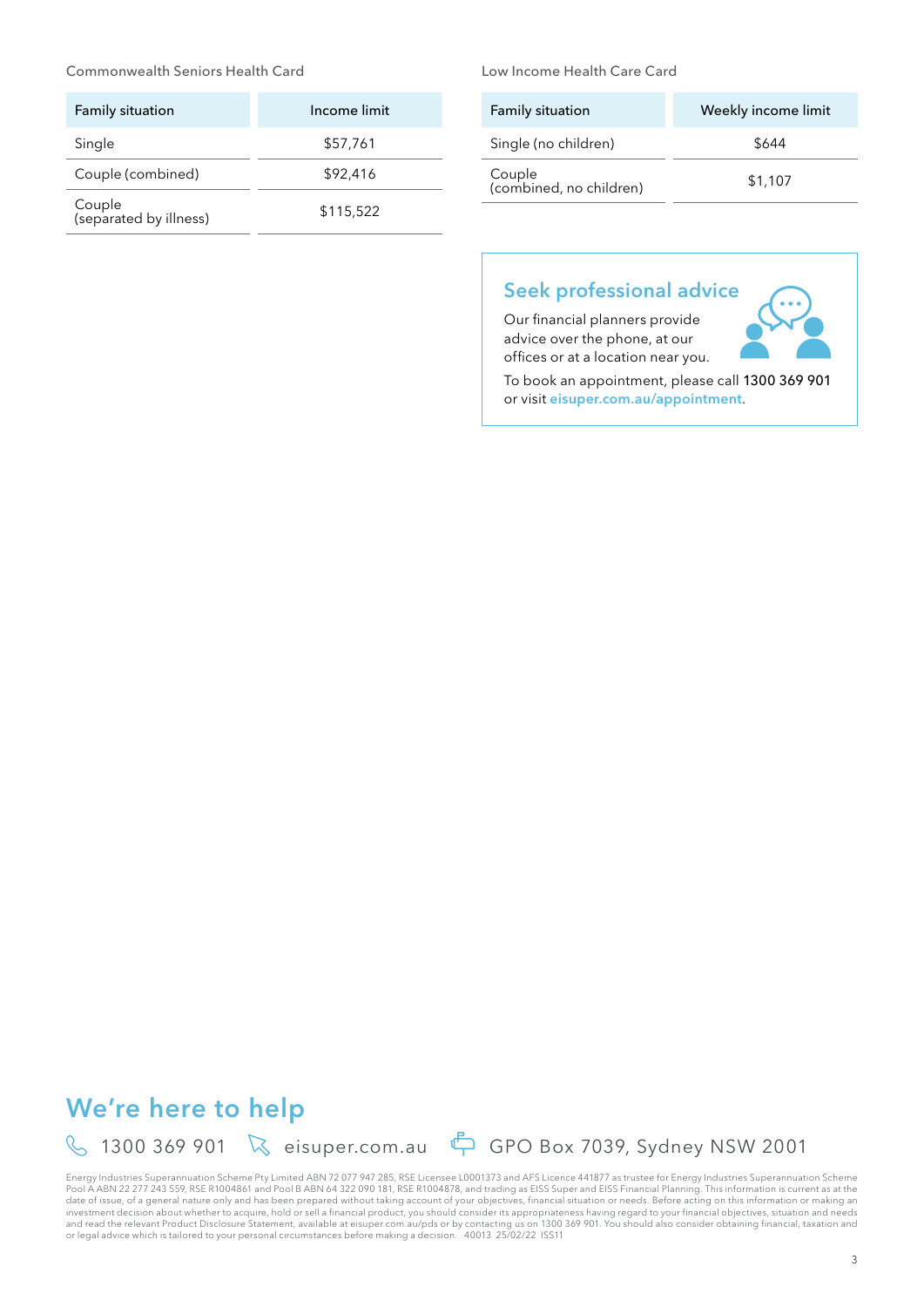Commonwealth Seniors Health Card

| Family situation | Income limit |
|---|---|
| Single | $57,761 |
| Couple (combined) | $92,416 |
| Couple (separated by illness) | $115,522 |

Low Income Health Care Card

| Family situation | Weekly income limit |
|---|---|
| Single (no children) | $644 |
| Couple (combined, no children) | $1,107 |

## Seek professional advice

Our financial planners provide advice over the phone, at our offices or at a location near you.

To book an appointment, please call **1300 369 901** or visit **eisuper.com.au/appointment**.

## We're here to help

1300 369 901 eisuper.com.au GPO Box 7039, Sydney NSW 2001

Energy Industries Superannuation Scheme Pty Limited ABN 72 077 947 285, RSE Licensee L0001373 and AFS Licence 441877 as trustee for Energy Industries Superannuation Scheme Pool A ABN 22 277 243 559, RSE R1004861 and Pool B ABN 64 322 090 181, RSE R1004878, and trading as EISS Super and EISS Financial Planning. This information is current as at the date of issue, of a general nature only and has been prepared without taking account of your objectives, financial situation or needs. Before acting on this information or making an investment decision about whether to acquire, hold or sell a financial product, you should consider its appropriateness having regard to your financial objectives, situation and needs and read the relevant Product Disclosure Statement, available at eisuper.com.au/pds or by contacting us on 1300 369 901. You should also consider obtaining financial, taxation and or legal advice which is tailored to your personal circumstances before making a decision. 40013 25/02/22 ISS11